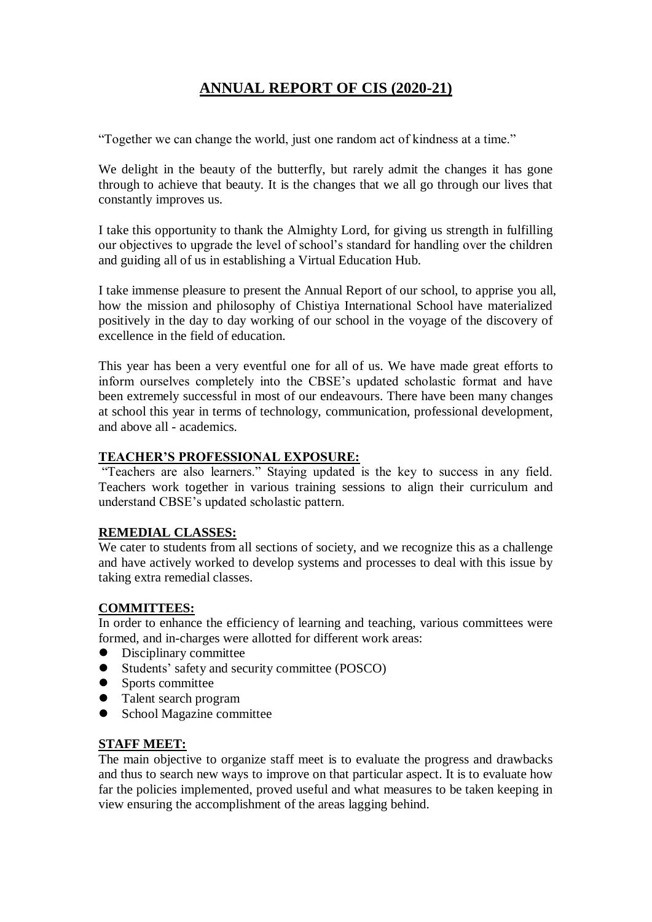# ANNUAL REPORT OF CIS (2020-21)

"Together we can change the world, just one random act of kindness at a time."

We delight in the beauty of the butterfly, but rarely admit the changes it has gone through to achieve that beauty. It is the changes that we all go through our lives that constantly improves us.

I take this opportunity to thank the Almighty Lord, for giving us strength in fulfilling our objectives to upgrade the level of school's standard for handling over the children and guiding all of us in establishing a Virtual Education Hub.

I take immense pleasure to present the Annual Report of our school, to apprise you all, how the mission and philosophy of Chistiya International School have materialized positively in the day to day working of our school in the voyage of the discovery of excellence in the field of education.

This year has been a very eventful one for all of us. We have made great efforts to inform ourselves completely into the CBSE's updated scholastic format and have been extremely successful in most of our endeavours. There have been many changes at school this year in terms of technology, communication, professional development, and above all - academics.

## TEACHER'S PROFESSIONAL EXPOSURE:

"Teachers are also learners." Staying updated is the key to success in any field. Teachers work together in various training sessions to align their curriculum and understand CBSE's updated scholastic pattern.

## REMEDIAL CLASSES:

We cater to students from all sections of society, and we recognize this as a challenge and have actively worked to develop systems and processes to deal with this issue by taking extra remedial classes.

## COMMITTEES:

In order to enhance the efficiency of learning and teaching, various committees were formed, and in-charges were allotted for different work areas:

- Disciplinary committee
- Students' safety and security committee (POSCO)
- Sports committee
- Talent search program
- School Magazine committee

## STAFF MEET:

The main objective to organize staff meet is to evaluate the progress and drawbacks and thus to search new ways to improve on that particular aspect. It is to evaluate how far the policies implemented, proved useful and what measures to be taken keeping in view ensuring the accomplishment of the areas lagging behind.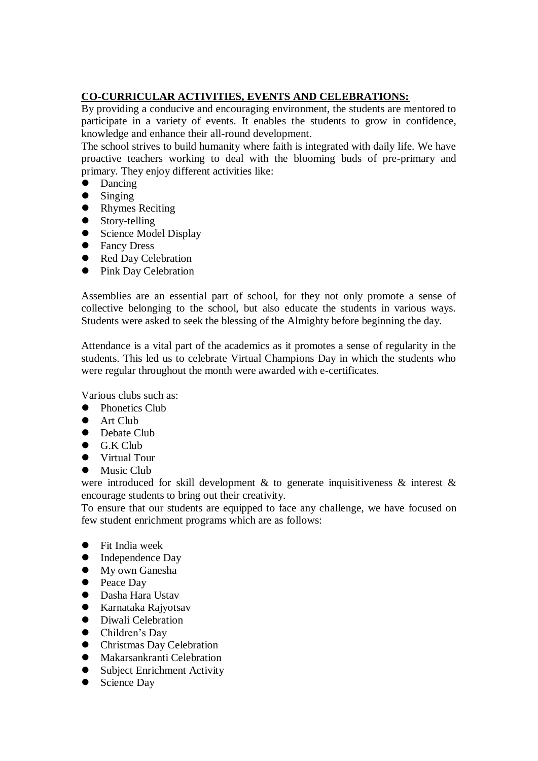## CO-CURRICULAR ACTIVITIES, EVENTS AND CELEBRATIONS:

By providing a conducive and encouraging environment, the students are mentored to participate in a variety of events. It enables the students to grow in confidence, knowledge and enhance their all-round development.

The school strives to build humanity where faith is integrated with daily life. We have proactive teachers working to deal with the blooming buds of pre-primary and primary. They enjoy different activities like:

- Dancing
- Singing
- Rhymes Reciting
- Story-telling
- Science Model Display
- Fancy Dress
- Red Day Celebration
- Pink Day Celebration

Assemblies are an essential part of school, for they not only promote a sense of collective belonging to the school, but also educate the students in various ways. Students were asked to seek the blessing of the Almighty before beginning the day.

Attendance is a vital part of the academics as it promotes a sense of regularity in the students. This led us to celebrate Virtual Champions Day in which the students who were regular throughout the month were awarded with e-certificates.

Various clubs such as:

- Phonetics Club
- Art Club
- Debate Club
- G.K Club
- Virtual Tour
- Music Club

were introduced for skill development & to generate inquisitiveness & interest & encourage students to bring out their creativity.

To ensure that our students are equipped to face any challenge, we have focused on few student enrichment programs which are as follows:

- Fit India week
- Independence Day
- My own Ganesha
- Peace Day
- Dasha Hara Ustav
- Karnataka Rajyotsav
- Diwali Celebration
- Children's Day
- Christmas Day Celebration
- Makarsankranti Celebration
- Subject Enrichment Activity
- Science Day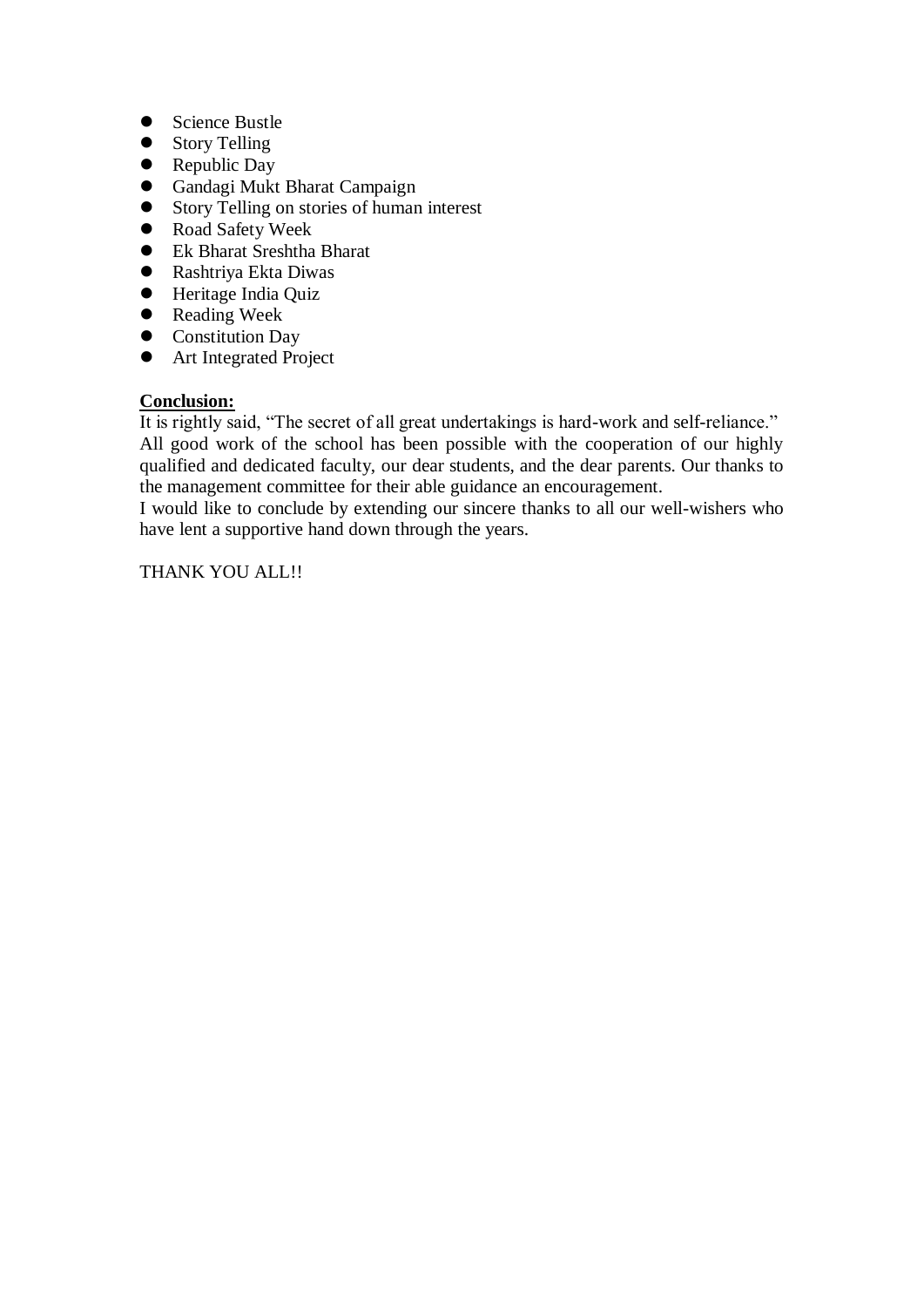- Science Bustle
- Story Telling
- Republic Day
- Gandagi Mukt Bharat Campaign
- Story Telling on stories of human interest
- Road Safety Week
- Ek Bharat Sreshtha Bharat
- Rashtriya Ekta Diwas
- Heritage India Quiz
- Reading Week
- Constitution Day
- Art Integrated Project

**Conclusion:**

It is rightly said, "The secret of all great undertakings is hard-work and self-reliance."
All good work of the school has been possible with the cooperation of our highly qualified and dedicated faculty, our dear students, and the dear parents. Our thanks to the management committee for their able guidance an encouragement.
I would like to conclude by extending our sincere thanks to all our well-wishers who have lent a supportive hand down through the years.

THANK YOU ALL!!